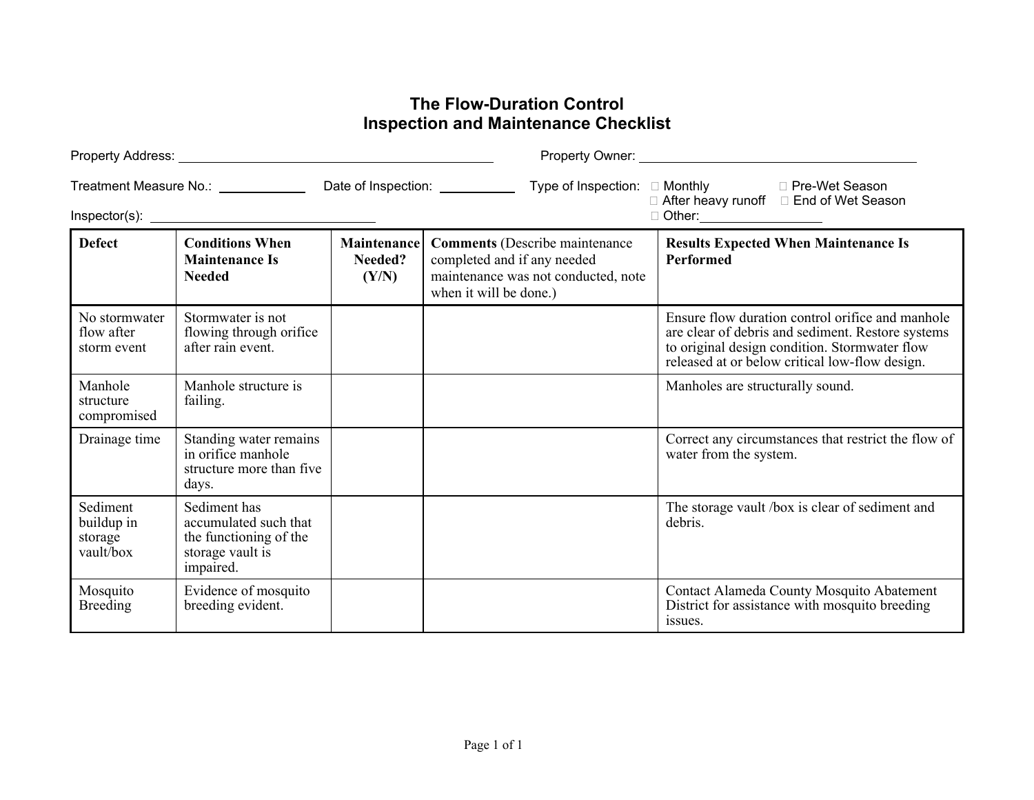# The Flow-Duration Control
# Inspection and Maintenance Checklist

Property Address: ______________________________ Property Owner: ______________________________

Treatment Measure No.: __________ Date of Inspection: __________ Type of Inspection: ☐ Monthly ☐ Pre-Wet Season ☐ After heavy runoff ☐ End of Wet Season ☐ Other:______________

Inspector(s): ______________________________

| **Defect** | **Conditions When Maintenance Is Needed** | **Maintenance Needed? (Y/N)** | **Comments** (Describe maintenance completed and if any needed maintenance was not conducted, note when it will be done.) | **Results Expected When Maintenance Is Performed** |
|---|---|---|---|---|
| No stormwater flow after storm event | Stormwater is not flowing through orifice after rain event. | | | Ensure flow duration control orifice and manhole are clear of debris and sediment. Restore systems to original design condition. Stormwater flow released at or below critical low-flow design. |
| Manhole structure compromised | Manhole structure is failing. | | | Manholes are structurally sound. |
| Drainage time | Standing water remains in orifice manhole structure more than five days. | | | Correct any circumstances that restrict the flow of water from the system. |
| Sediment buildup in storage vault/box | Sediment has accumulated such that the functioning of the storage vault is impaired. | | | The storage vault /box is clear of sediment and debris. |
| Mosquito Breeding | Evidence of mosquito breeding evident. | | | Contact Alameda County Mosquito Abatement District for assistance with mosquito breeding issues. |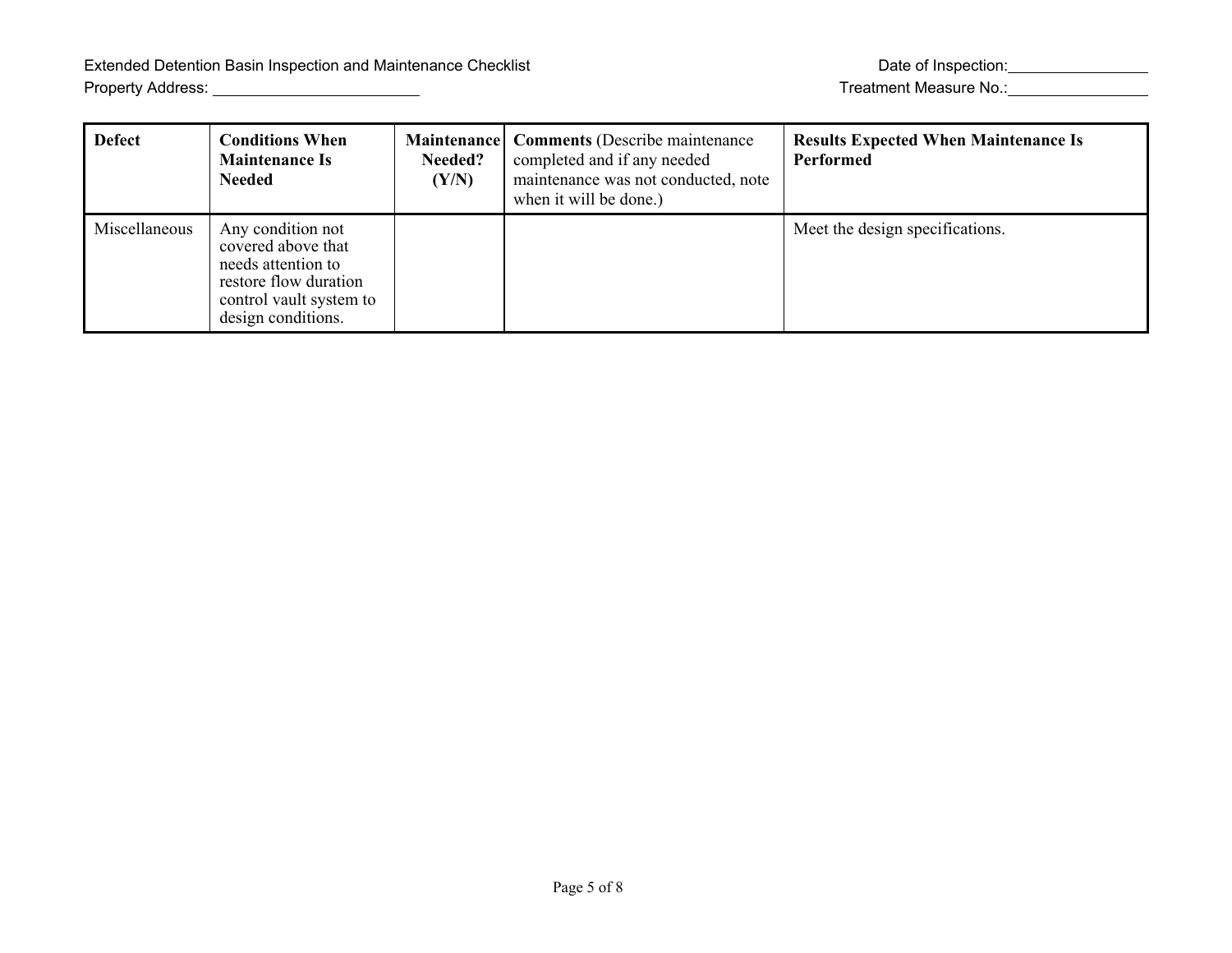Extended Detention Basin Inspection and Maintenance Checklist

Property Address: \_\_\_\_\_\_\_\_\_\_\_\_\_\_\_\_\_\_\_\_\_\_\_\_

Date of Inspection: \_\_\_\_\_\_\_\_\_\_\_\_\_\_\_\_

Treatment Measure No.: \_\_\_\_\_\_\_\_\_\_\_\_\_\_\_\_

| **Defect** | **Conditions When Maintenance Is Needed** | **Maintenance Needed? (Y/N)** | **Comments** (Describe maintenance completed and if any needed maintenance was not conducted, note when it will be done.) | **Results Expected When Maintenance Is Performed** |
|---|---|---|---|---|
| Miscellaneous | Any condition not covered above that needs attention to restore flow duration control vault system to design conditions. | | | Meet the design specifications. |